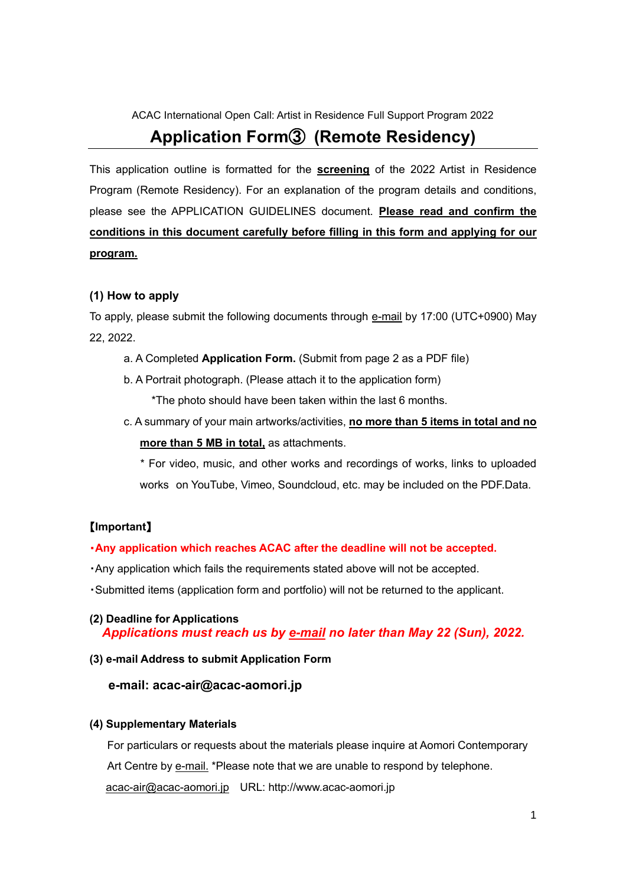ACAC International Open Call: Artist in Residence Full Support Program 2022

# Application Form③ (Remote Residency)

This application outline is formatted for the **screening** of the 2022 Artist in Residence Program (Remote Residency). For an explanation of the program details and conditions, please see the APPLICATION GUIDELINES document. **Please read and confirm the conditions in this document carefully before filling in this form and applying for our program.**

### (1) How to apply

To apply, please submit the following documents through e-mail by 17:00 (UTC+0900) May 22, 2022.

a. A Completed **Application Form.** (Submit from page 2 as a PDF file)

b. A Portrait photograph. (Please attach it to the application form)

\*The photo should have been taken within the last 6 months.

c. A summary of your main artworks/activities, **no more than 5 items in total and no more than 5 MB in total,** as attachments.

\* For video, music, and other works and recordings of works, links to uploaded works on YouTube, Vimeo, Soundcloud, etc. may be included on the PDF.Data.

**【Important】**

**・Any application which reaches ACAC after the deadline will not be accepted.**

・Any application which fails the requirements stated above will not be accepted.

・Submitted items (application form and portfolio) will not be returned to the applicant.

### (2) Deadline for Applications

***Applications must reach us by e-mail no later than May 22 (Sun), 2022.***

### (3) e-mail Address to submit Application Form

**e-mail: acac-air@acac-aomori.jp**

### (4) Supplementary Materials

For particulars or requests about the materials please inquire at Aomori Contemporary Art Centre by e-mail. \*Please note that we are unable to respond by telephone.

acac-air@acac-aomori.jp URL: http://www.acac-aomori.jp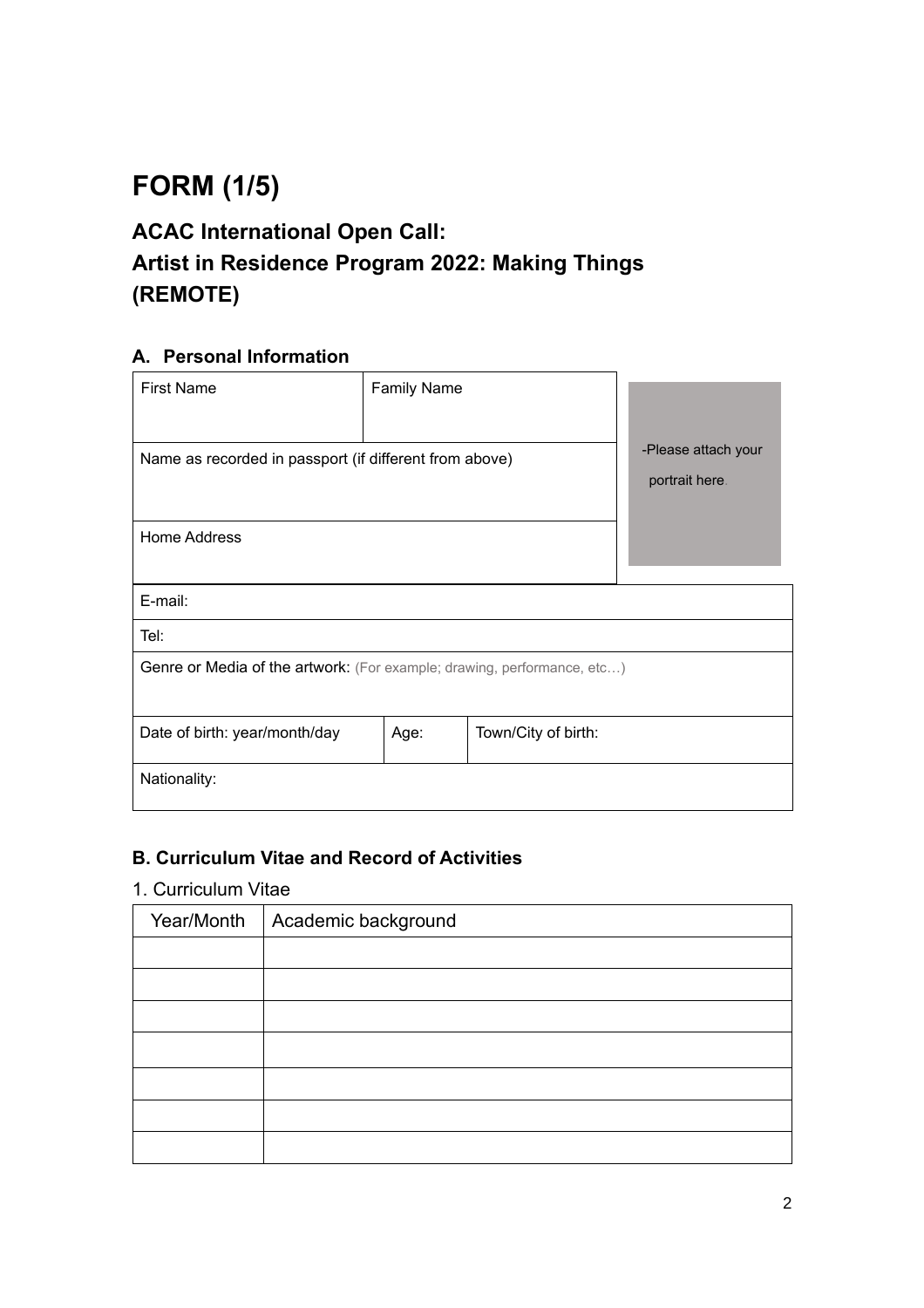# FORM (1/5)

## ACAC International Open Call:
## Artist in Residence Program 2022: Making Things (REMOTE)

### A. Personal Information

| First Name | Family Name | -Please attach your portrait here. |
|---|---|---|
| Name as recorded in passport (if different from above) | | |
| Home Address | | |

| | | |
|---|---|---|
| E-mail: | | |
| Tel: | | |
| Genre or Media of the artwork: (For example; drawing, performance, etc…) | | |
| Date of birth: year/month/day | Age: | Town/City of birth: |
| Nationality: | | |

### B. Curriculum Vitae and Record of Activities

1. Curriculum Vitae

| Year/Month | Academic background |
|---|---|
| | |
| | |
| | |
| | |
| | |
| | |
| | |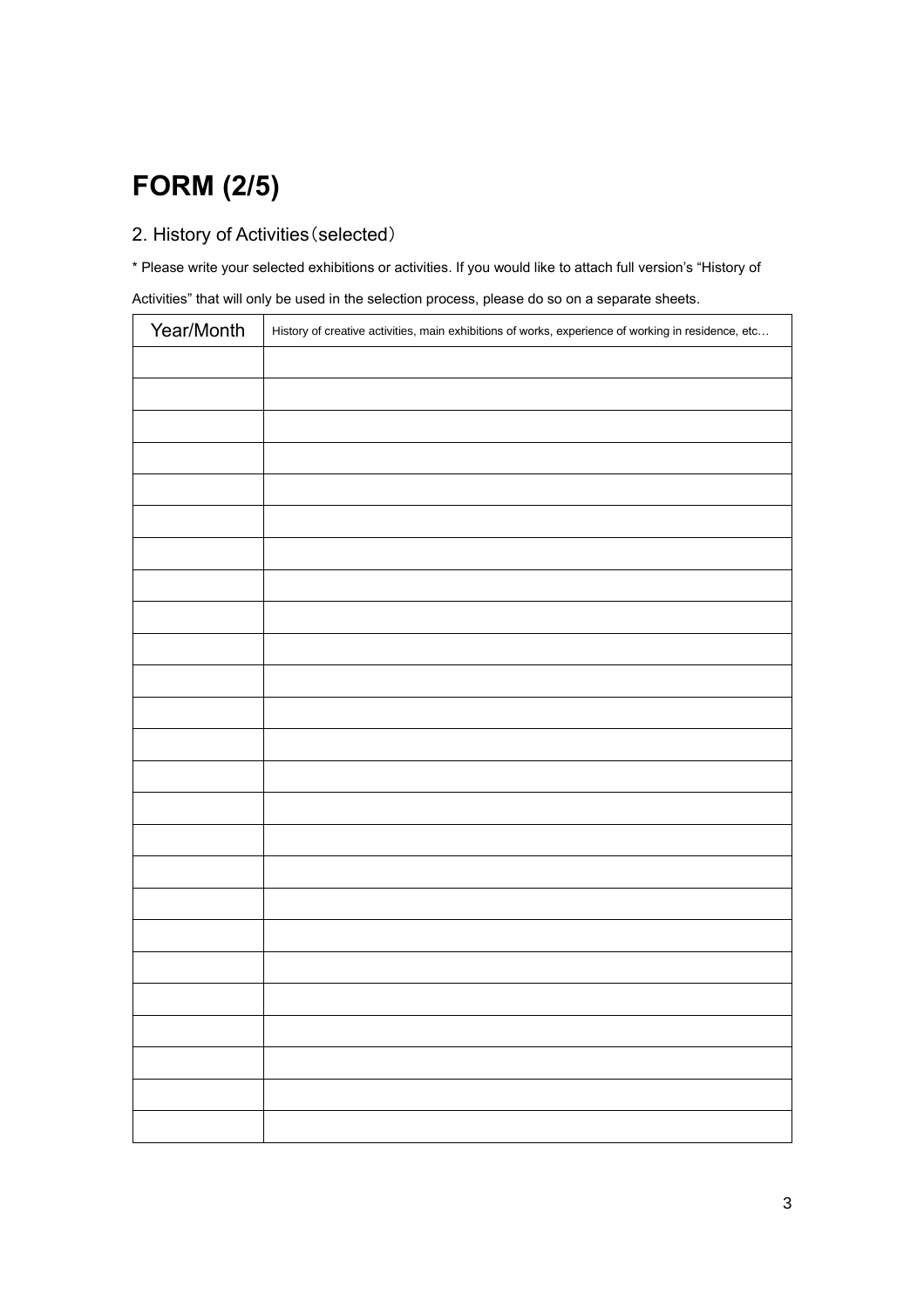# FORM (2/5)

## 2. History of Activities（selected）

* Please write your selected exhibitions or activities. If you would like to attach full version's "History of Activities" that will only be used in the selection process, please do so on a separate sheets.

| Year/Month | History of creative activities, main exhibitions of works, experience of working in residence, etc… |
| --- | --- |
| | |
| | |
| | |
| | |
| | |
| | |
| | |
| | |
| | |
| | |
| | |
| | |
| | |
| | |
| | |
| | |
| | |
| | |
| | |
| | |
| | |
| | |
| | |
| | |
| | |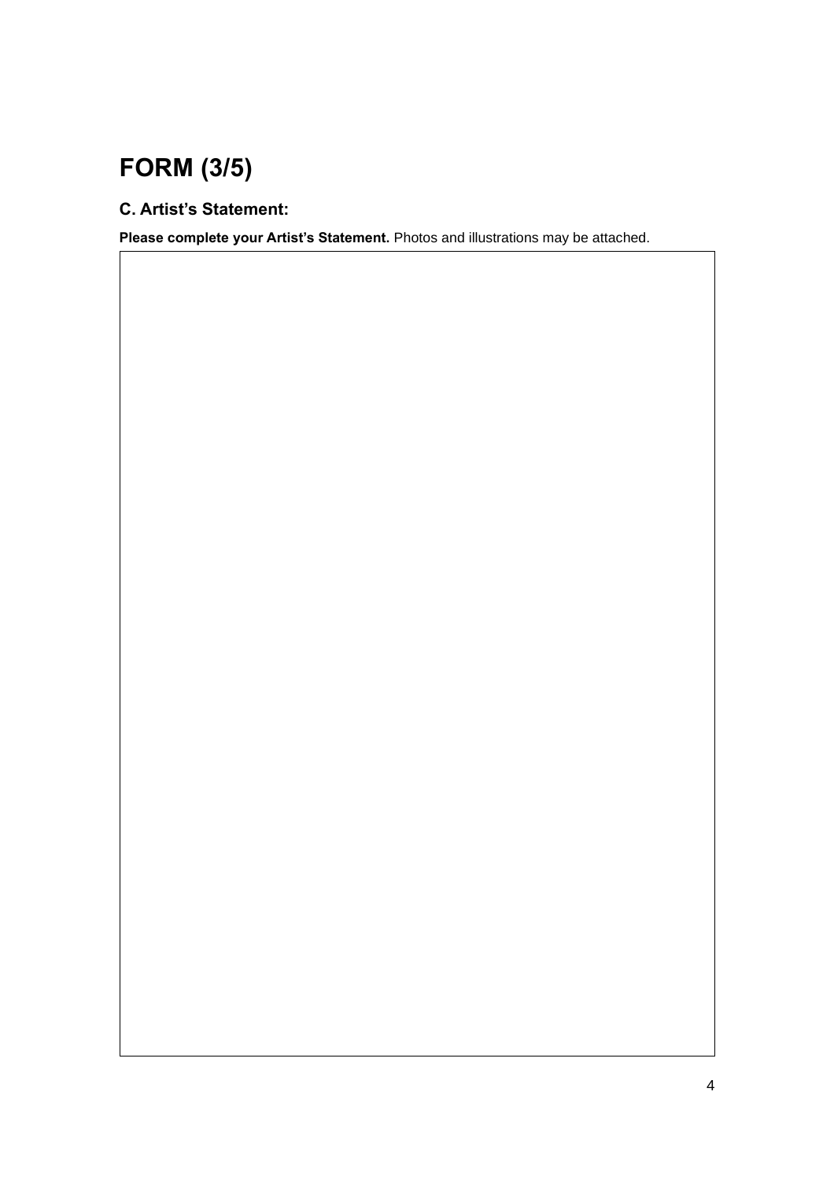# FORM (3/5)

## C. Artist's Statement:

**Please complete your Artist's Statement.** Photos and illustrations may be attached.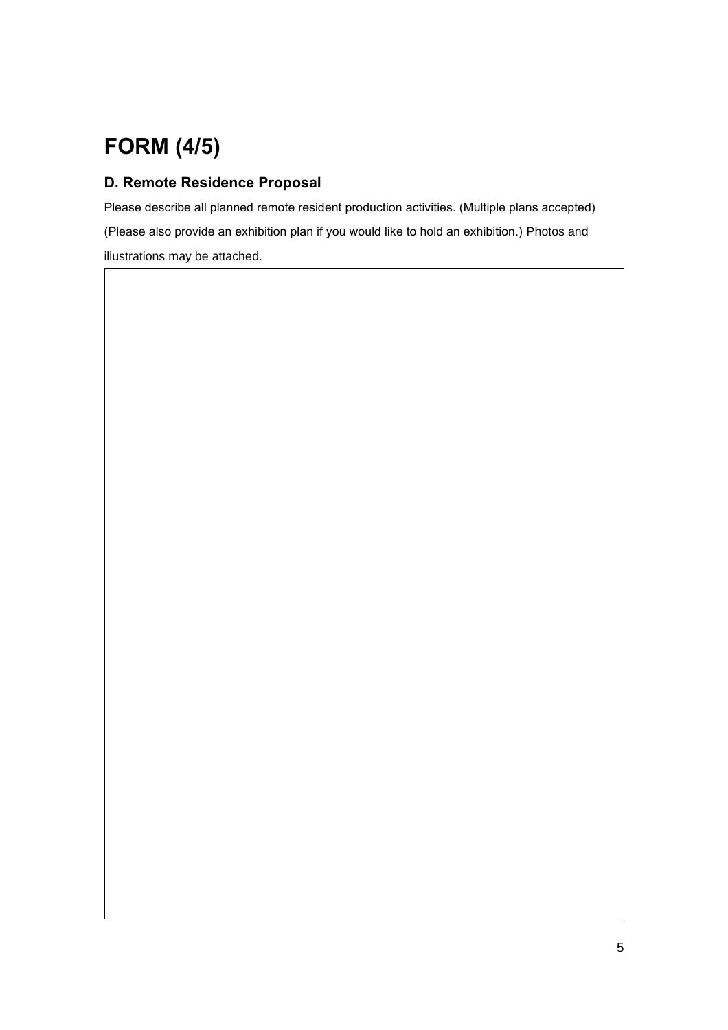# FORM (4/5)

## D. Remote Residence Proposal

Please describe all planned remote resident production activities. (Multiple plans accepted) (Please also provide an exhibition plan if you would like to hold an exhibition.) Photos and illustrations may be attached.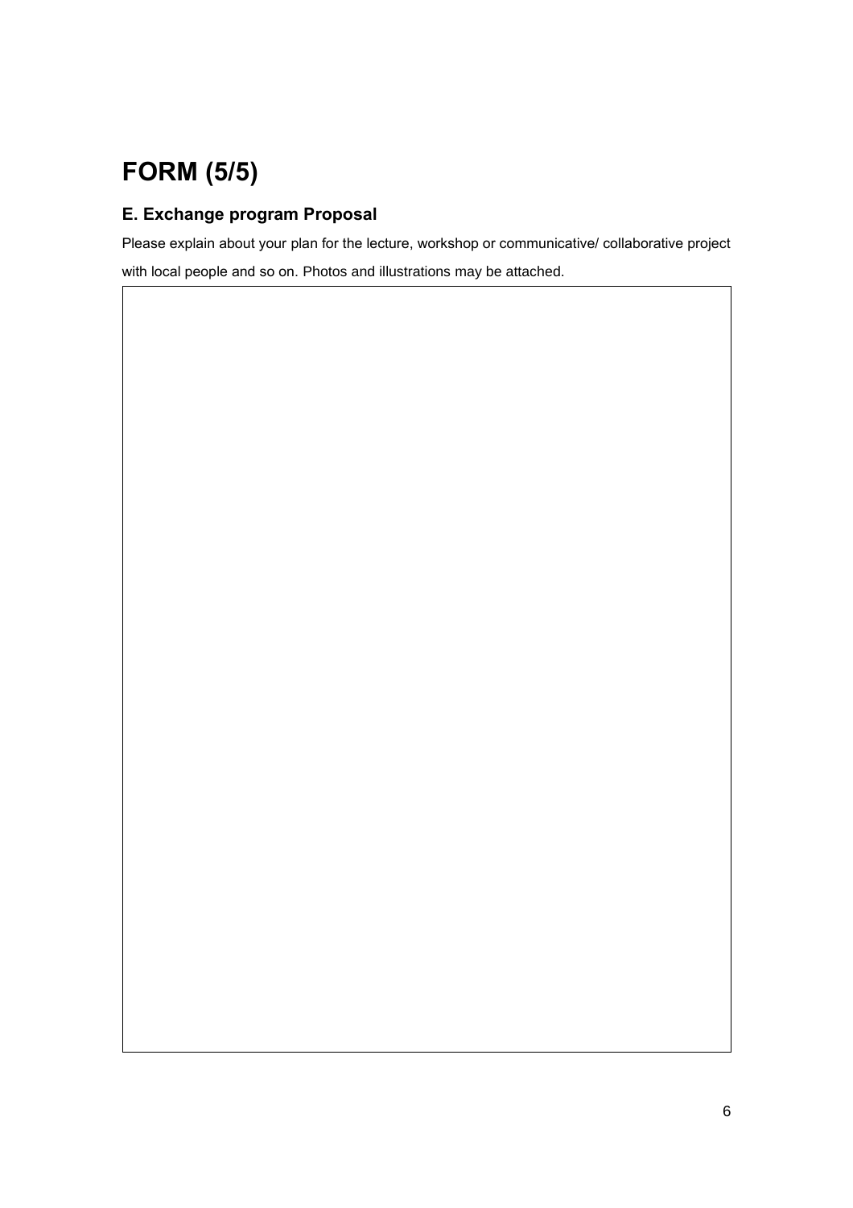# FORM (5/5)

## E. Exchange program Proposal

Please explain about your plan for the lecture, workshop or communicative/ collaborative project with local people and so on. Photos and illustrations may be attached.